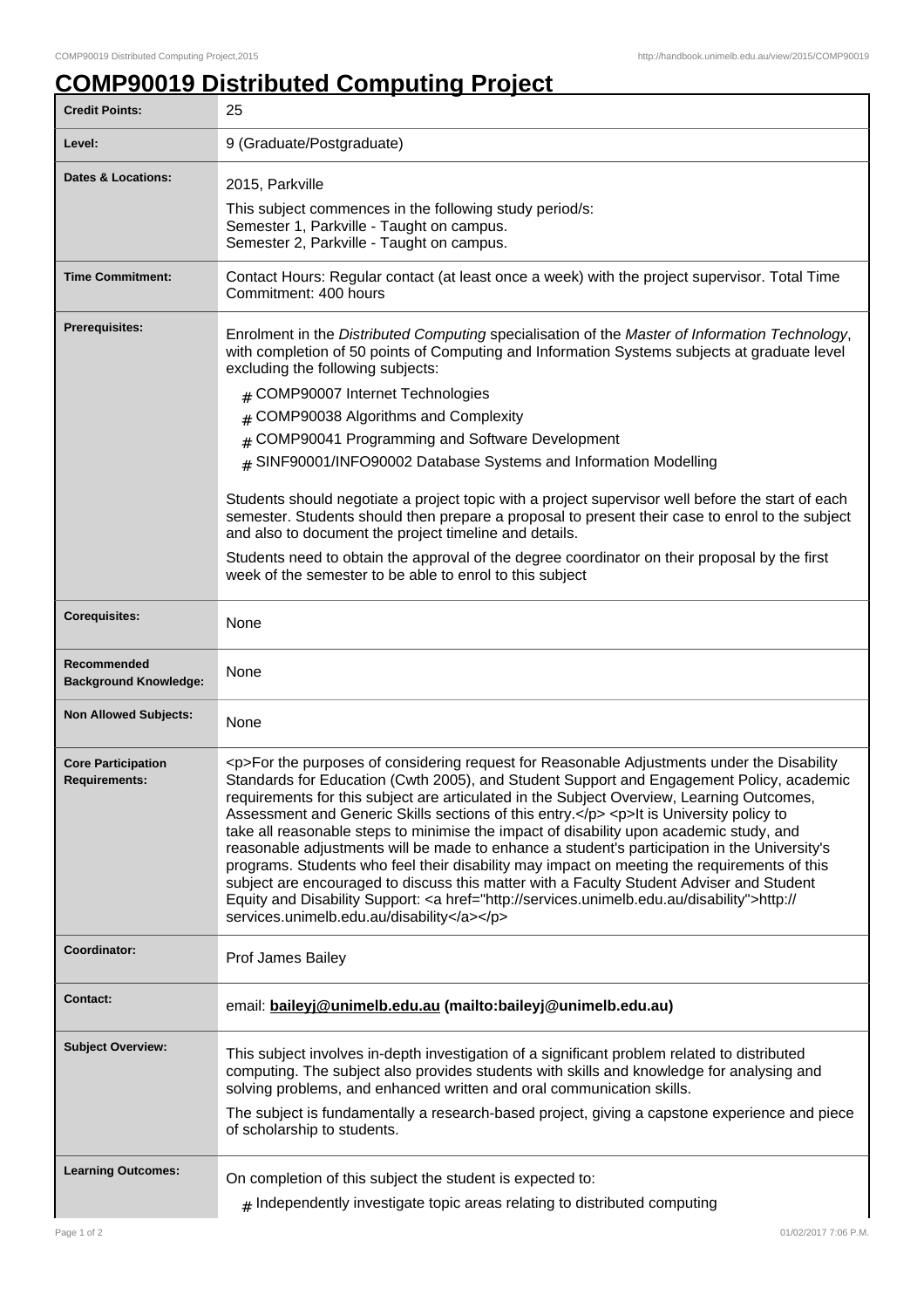# COMP90019 Distributed Computing Project

| | |
|---|---|
| **Credit Points:** | 25 |
| **Level:** | 9 (Graduate/Postgraduate) |
| **Dates & Locations:** | 2015, Parkville<br><br>This subject commences in the following study period/s:<br>Semester 1, Parkville - Taught on campus.<br>Semester 2, Parkville - Taught on campus. |
| **Time Commitment:** | Contact Hours: Regular contact (at least once a week) with the project supervisor. Total Time Commitment: 400 hours |
| **Prerequisites:** | Enrolment in the *Distributed Computing* specialisation of the *Master of Information Technology*, with completion of 50 points of Computing and Information Systems subjects at graduate level excluding the following subjects:<br><br># COMP90007 Internet Technologies<br># COMP90038 Algorithms and Complexity<br># COMP90041 Programming and Software Development<br># SINF90001/INFO90002 Database Systems and Information Modelling<br><br>Students should negotiate a project topic with a project supervisor well before the start of each semester. Students should then prepare a proposal to present their case to enrol to the subject and also to document the project timeline and details.<br><br>Students need to obtain the approval of the degree coordinator on their proposal by the first week of the semester to be able to enrol to this subject |
| **Corequisites:** | None |
| **Recommended Background Knowledge:** | None |
| **Non Allowed Subjects:** | None |
| **Core Participation Requirements:** | <p>For the purposes of considering request for Reasonable Adjustments under the Disability Standards for Education (Cwth 2005), and Student Support and Engagement Policy, academic requirements for this subject are articulated in the Subject Overview, Learning Outcomes, Assessment and Generic Skills sections of this entry.</p> <p>It is University policy to take all reasonable steps to minimise the impact of disability upon academic study, and reasonable adjustments will be made to enhance a student's participation in the University's programs. Students who feel their disability may impact on meeting the requirements of this subject are encouraged to discuss this matter with a Faculty Student Adviser and Student Equity and Disability Support: <a href="http://services.unimelb.edu.au/disability">http://services.unimelb.edu.au/disability</a></p> |
| **Coordinator:** | Prof James Bailey |
| **Contact:** | email: **baileyj@unimelb.edu.au (mailto:baileyj@unimelb.edu.au)** |
| **Subject Overview:** | This subject involves in-depth investigation of a significant problem related to distributed computing. The subject also provides students with skills and knowledge for analysing and solving problems, and enhanced written and oral communication skills.<br><br>The subject is fundamentally a research-based project, giving a capstone experience and piece of scholarship to students. |
| **Learning Outcomes:** | On completion of this subject the student is expected to:<br><br># Independently investigate topic areas relating to distributed computing |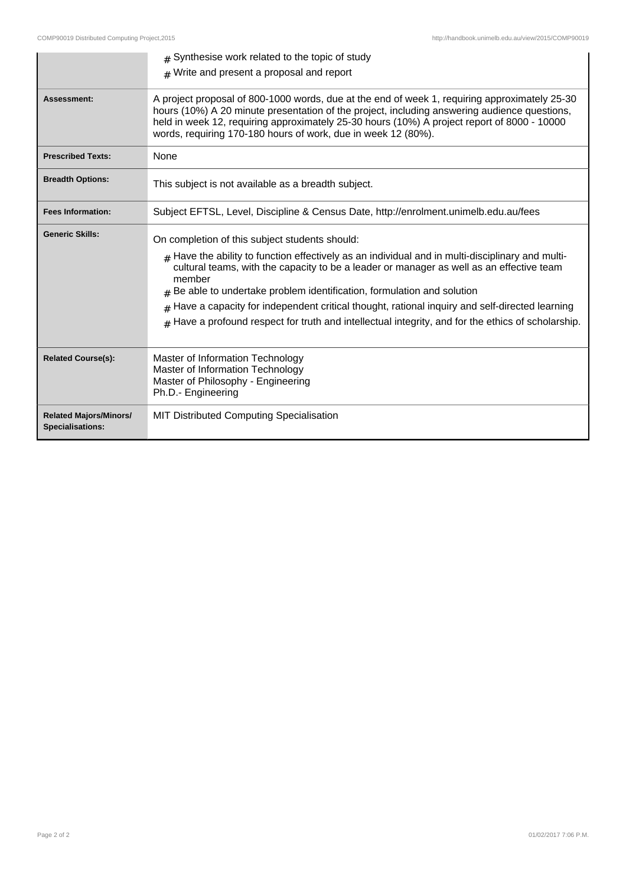| | |
|---|---|
| | # Synthesise work related to the topic of study<br># Write and present a proposal and report |
| **Assessment:** | A project proposal of 800-1000 words, due at the end of week 1, requiring approximately 25-30 hours (10%) A 20 minute presentation of the project, including answering audience questions, held in week 12, requiring approximately 25-30 hours (10%) A project report of 8000 - 10000 words, requiring 170-180 hours of work, due in week 12 (80%). |
| **Prescribed Texts:** | None |
| **Breadth Options:** | This subject is not available as a breadth subject. |
| **Fees Information:** | Subject EFTSL, Level, Discipline & Census Date, http://enrolment.unimelb.edu.au/fees |
| **Generic Skills:** | On completion of this subject students should:<br># Have the ability to function effectively as an individual and in multi-disciplinary and multi-cultural teams, with the capacity to be a leader or manager as well as an effective team member<br># Be able to undertake problem identification, formulation and solution<br># Have a capacity for independent critical thought, rational inquiry and self-directed learning<br># Have a profound respect for truth and intellectual integrity, and for the ethics of scholarship. |
| **Related Course(s):** | Master of Information Technology<br>Master of Information Technology<br>Master of Philosophy - Engineering<br>Ph.D.- Engineering |
| **Related Majors/Minors/ Specialisations:** | MIT Distributed Computing Specialisation |